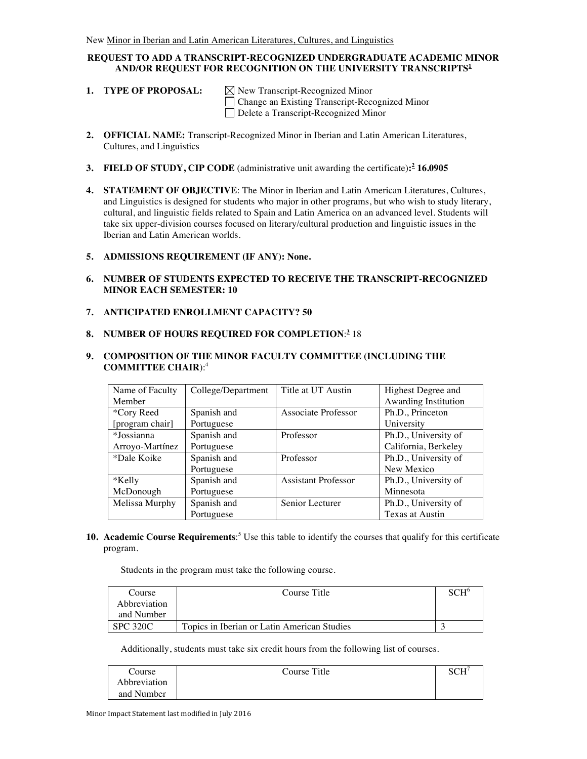New Minor in Iberian and Latin American Literatures, Cultures, and Linguistics

**REQUEST TO ADD A TRANSCRIPT-RECOGNIZED UNDERGRADUATE ACADEMIC MINOR AND/OR REQUEST FOR RECOGNITION ON THE UNIVERSITY TRANSCRIPTS[1]**

1. **TYPE OF PROPOSAL:**
   - ☒ New Transcript-Recognized Minor
   - ☐ Change an Existing Transcript-Recognized Minor
   - ☐ Delete a Transcript-Recognized Minor

2. **OFFICIAL NAME:** Transcript-Recognized Minor in Iberian and Latin American Literatures, Cultures, and Linguistics

3. **FIELD OF STUDY, CIP CODE** (administrative unit awarding the certificate)**:[2] 16.0905**

4. **STATEMENT OF OBJECTIVE**: The Minor in Iberian and Latin American Literatures, Cultures, and Linguistics is designed for students who major in other programs, but who wish to study literary, cultural, and linguistic fields related to Spain and Latin America on an advanced level. Students will take six upper-division courses focused on literary/cultural production and linguistic issues in the Iberian and Latin American worlds.

5. **ADMISSIONS REQUIREMENT (IF ANY): None.**

6. **NUMBER OF STUDENTS EXPECTED TO RECEIVE THE TRANSCRIPT-RECOGNIZED MINOR EACH SEMESTER: 10**

7. **ANTICIPATED ENROLLMENT CAPACITY? 50**

8. **NUMBER OF HOURS REQUIRED FOR COMPLETION**:[3] 18

9. **COMPOSITION OF THE MINOR FACULTY COMMITTEE (INCLUDING THE COMMITTEE CHAIR)**:[4]

| Name of Faculty Member | College/Department | Title at UT Austin | Highest Degree and Awarding Institution |
|---|---|---|---|
| *Cory Reed [program chair] | Spanish and Portuguese | Associate Professor | Ph.D., Princeton University |
| *Jossianna Arroyo-Martínez | Spanish and Portuguese | Professor | Ph.D., University of California, Berkeley |
| *Dale Koike | Spanish and Portuguese | Professor | Ph.D., University of New Mexico |
| *Kelly McDonough | Spanish and Portuguese | Assistant Professor | Ph.D., University of Minnesota |
| Melissa Murphy | Spanish and Portuguese | Senior Lecturer | Ph.D., University of Texas at Austin |

10. **Academic Course Requirements**:[5] Use this table to identify the courses that qualify for this certificate program.

Students in the program must take the following course.

| Course Abbreviation and Number | Course Title | SCH[6] |
|---|---|---|
| SPC 320C | Topics in Iberian or Latin American Studies | 3 |

Additionally, students must take six credit hours from the following list of courses.

| Course Abbreviation and Number | Course Title | SCH[7] |
|---|---|---|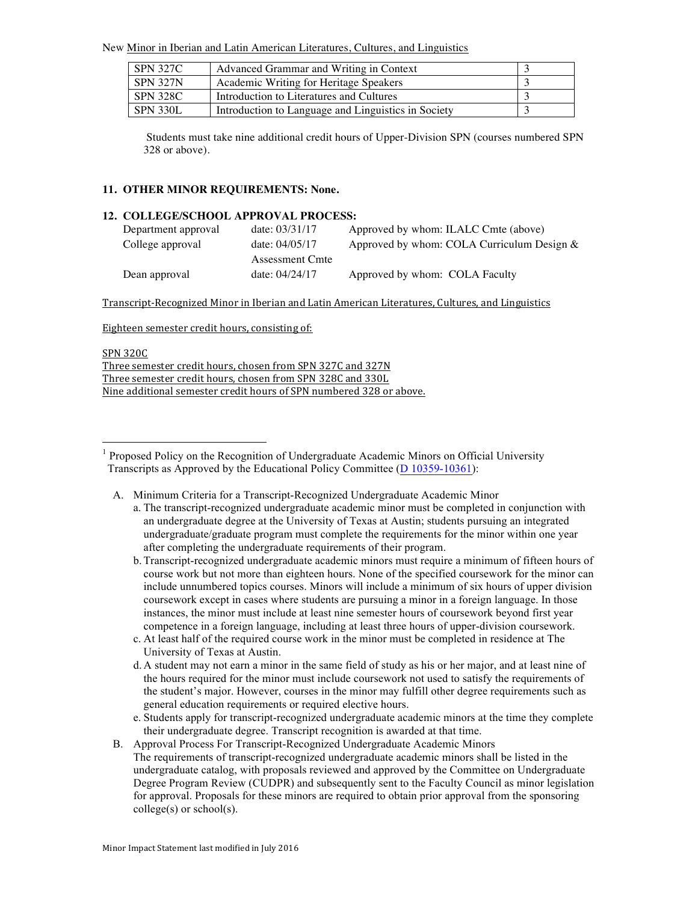New Minor in Iberian and Latin American Literatures, Cultures, and Linguistics

| SPN 327C | Advanced Grammar and Writing in Context | 3 |
|---|---|---|
| SPN 327N | Academic Writing for Heritage Speakers | 3 |
| SPN 328C | Introduction to Literatures and Cultures | 3 |
| SPN 330L | Introduction to Language and Linguistics in Society | 3 |

Students must take nine additional credit hours of Upper-Division SPN (courses numbered SPN 328 or above).

### 11. OTHER MINOR REQUIREMENTS: None.

### 12. COLLEGE/SCHOOL APPROVAL PROCESS:

| | | |
|---|---|---|
| Department approval | date: 03/31/17 | Approved by whom: ILALC Cmte (above) |
| College approval | date: 04/05/17 | Approved by whom: COLA Curriculum Design & Assessment Cmte |
| Dean approval | date: 04/24/17 | Approved by whom: COLA Faculty |

Transcript-Recognized Minor in Iberian and Latin American Literatures, Cultures, and Linguistics

Eighteen semester credit hours, consisting of:

SPN 320C
Three semester credit hours, chosen from SPN 327C and 327N
Three semester credit hours, chosen from SPN 328C and 330L
Nine additional semester credit hours of SPN numbered 328 or above.

---

[1] Proposed Policy on the Recognition of Undergraduate Academic Minors on Official University Transcripts as Approved by the Educational Policy Committee (D 10359-10361):

A. Minimum Criteria for a Transcript-Recognized Undergraduate Academic Minor
   a. The transcript-recognized undergraduate academic minor must be completed in conjunction with an undergraduate degree at the University of Texas at Austin; students pursuing an integrated undergraduate/graduate program must complete the requirements for the minor within one year after completing the undergraduate requirements of their program.
   b. Transcript-recognized undergraduate academic minors must require a minimum of fifteen hours of course work but not more than eighteen hours. None of the specified coursework for the minor can include unnumbered topics courses. Minors will include a minimum of six hours of upper division coursework except in cases where students are pursuing a minor in a foreign language. In those instances, the minor must include at least nine semester hours of coursework beyond first year competence in a foreign language, including at least three hours of upper-division coursework.
   c. At least half of the required course work in the minor must be completed in residence at The University of Texas at Austin.
   d. A student may not earn a minor in the same field of study as his or her major, and at least nine of the hours required for the minor must include coursework not used to satisfy the requirements of the student's major. However, courses in the minor may fulfill other degree requirements such as general education requirements or required elective hours.
   e. Students apply for transcript-recognized undergraduate academic minors at the time they complete their undergraduate degree. Transcript recognition is awarded at that time.

B. Approval Process For Transcript-Recognized Undergraduate Academic Minors
   The requirements of transcript-recognized undergraduate academic minors shall be listed in the undergraduate catalog, with proposals reviewed and approved by the Committee on Undergraduate Degree Program Review (CUDPR) and subsequently sent to the Faculty Council as minor legislation for approval. Proposals for these minors are required to obtain prior approval from the sponsoring college(s) or school(s).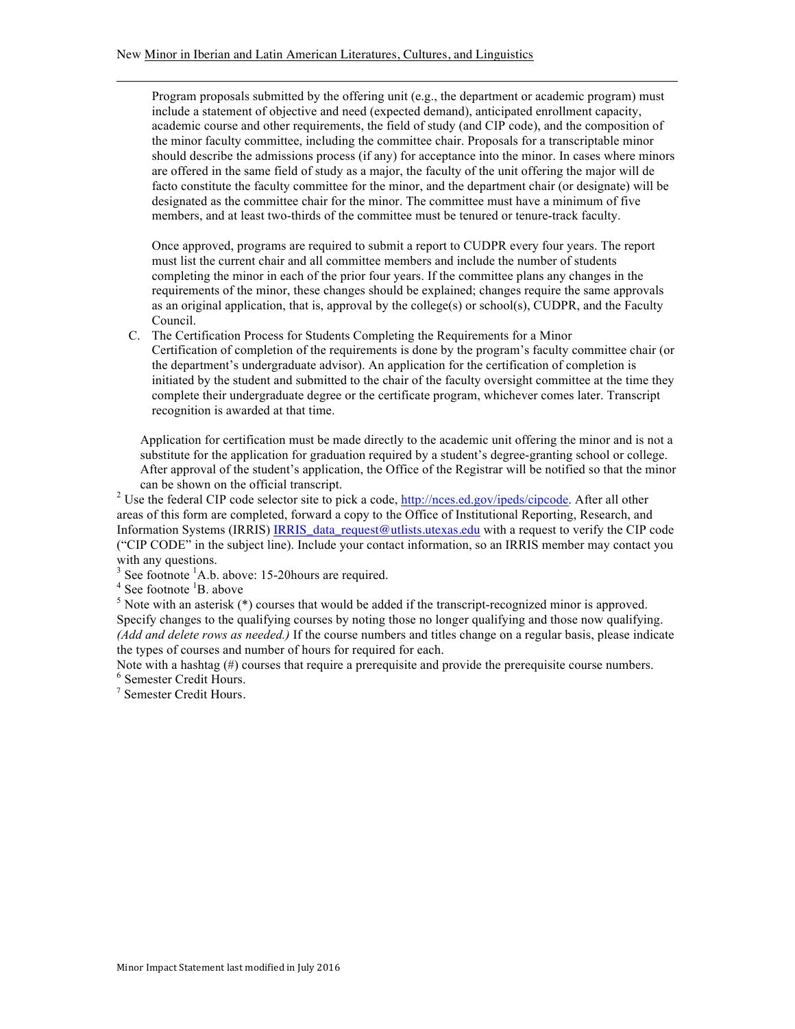Program proposals submitted by the offering unit (e.g., the department or academic program) must include a statement of objective and need (expected demand), anticipated enrollment capacity, academic course and other requirements, the field of study (and CIP code), and the composition of the minor faculty committee, including the committee chair. Proposals for a transcriptable minor should describe the admissions process (if any) for acceptance into the minor. In cases where minors are offered in the same field of study as a major, the faculty of the unit offering the major will de facto constitute the faculty committee for the minor, and the department chair (or designate) will be designated as the committee chair for the minor. The committee must have a minimum of five members, and at least two-thirds of the committee must be tenured or tenure-track faculty.

Once approved, programs are required to submit a report to CUDPR every four years. The report must list the current chair and all committee members and include the number of students completing the minor in each of the prior four years. If the committee plans any changes in the requirements of the minor, these changes should be explained; changes require the same approvals as an original application, that is, approval by the college(s) or school(s), CUDPR, and the Faculty Council.

C. The Certification Process for Students Completing the Requirements for a Minor
Certification of completion of the requirements is done by the program's faculty committee chair (or the department's undergraduate advisor). An application for the certification of completion is initiated by the student and submitted to the chair of the faculty oversight committee at the time they complete their undergraduate degree or the certificate program, whichever comes later. Transcript recognition is awarded at that time.

Application for certification must be made directly to the academic unit offering the minor and is not a substitute for the application for graduation required by a student's degree-granting school or college. After approval of the student's application, the Office of the Registrar will be notified so that the minor can be shown on the official transcript.

[2] Use the federal CIP code selector site to pick a code, http://nces.ed.gov/ipeds/cipcode. After all other areas of this form are completed, forward a copy to the Office of Institutional Reporting, Research, and Information Systems (IRRIS) IRRIS_data_request@utlists.utexas.edu with a request to verify the CIP code ("CIP CODE" in the subject line). Include your contact information, so an IRRIS member may contact you with any questions.

[3] See footnote [1]A.b. above: 15-20hours are required.

[4] See footnote [1]B. above

[5] Note with an asterisk (*) courses that would be added if the transcript-recognized minor is approved. Specify changes to the qualifying courses by noting those no longer qualifying and those now qualifying. *(Add and delete rows as needed.)* If the course numbers and titles change on a regular basis, please indicate the types of courses and number of hours for required for each.
Note with a hashtag (#) courses that require a prerequisite and provide the prerequisite course numbers.

[6] Semester Credit Hours.

[7] Semester Credit Hours.